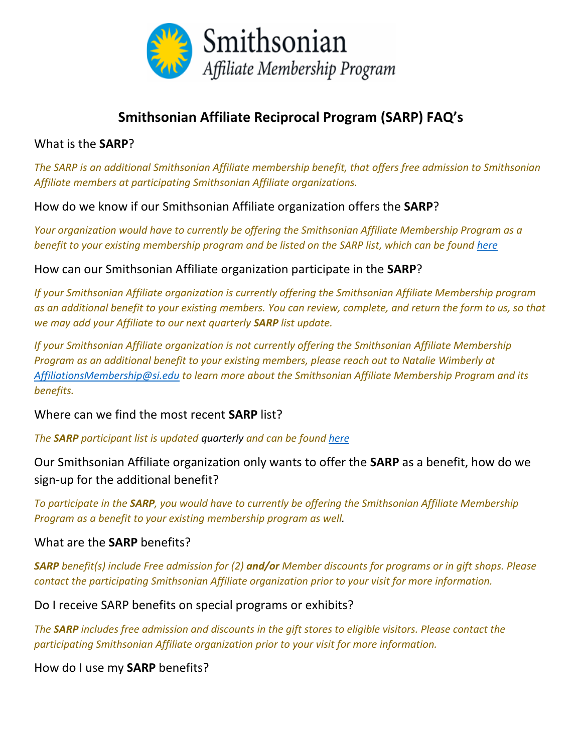Smithsonian
*Affiliate Membership Program*

# Smithsonian Affiliate Reciprocal Program (SARP) FAQ's

## What is the **SARP**?

*The SARP is an additional Smithsonian Affiliate membership benefit, that offers free admission to Smithsonian Affiliate members at participating Smithsonian Affiliate organizations.*

## How do we know if our Smithsonian Affiliate organization offers the **SARP**?

*Your organization would have to currently be offering the Smithsonian Affiliate Membership Program as a benefit to your existing membership program and be listed on the SARP list, which can be found here*

## How can our Smithsonian Affiliate organization participate in the **SARP**?

*If your Smithsonian Affiliate organization is currently offering the Smithsonian Affiliate Membership program as an additional benefit to your existing members. You can review, complete, and return the form to us, so that we may add your Affiliate to our next quarterly **SARP** list update.*

*If your Smithsonian Affiliate organization is not currently offering the Smithsonian Affiliate Membership Program as an additional benefit to your existing members, please reach out to Natalie Wimberly at AffiliationsMembership@si.edu to learn more about the Smithsonian Affiliate Membership Program and its benefits.*

## Where can we find the most recent **SARP** list?

*The **SARP** participant list is updated* quarterly *and can be found here*

## Our Smithsonian Affiliate organization only wants to offer the **SARP** as a benefit, how do we sign-up for the additional benefit?

*To participate in the **SARP**, you would have to currently be offering the Smithsonian Affiliate Membership Program as a benefit to your existing membership program as well.*

## What are the **SARP** benefits?

***SARP** benefit(s) include Free admission for (2) **and/or** Member discounts for programs or in gift shops. Please contact the participating Smithsonian Affiliate organization prior to your visit for more information.*

## Do I receive SARP benefits on special programs or exhibits?

*The **SARP** includes free admission and discounts in the gift stores to eligible visitors. Please contact the participating Smithsonian Affiliate organization prior to your visit for more information.*

## How do I use my **SARP** benefits?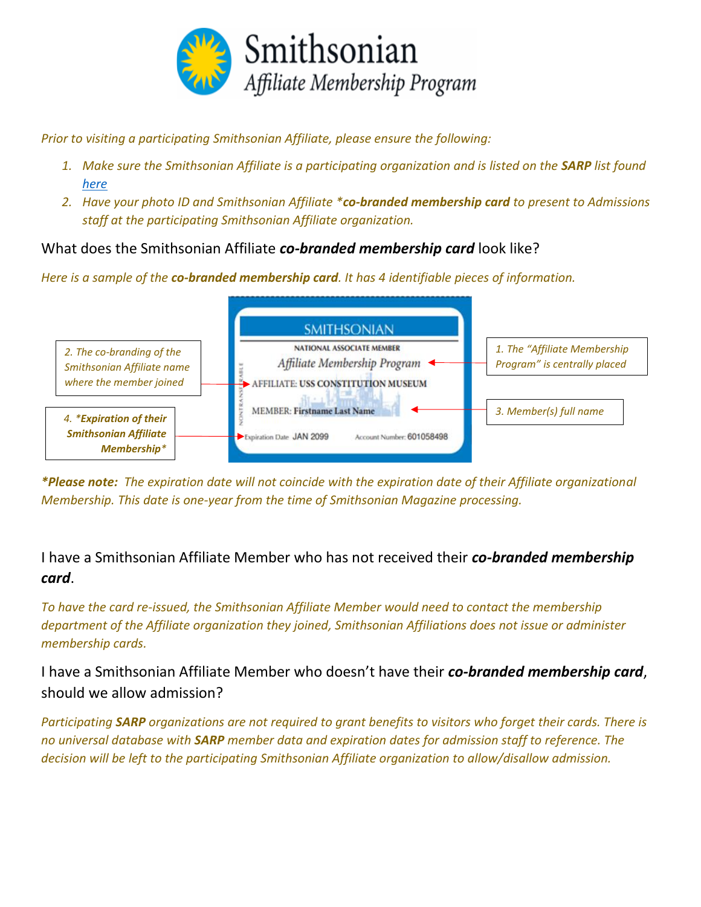Smithsonian
*Affiliate Membership Program*

*Prior to visiting a participating Smithsonian Affiliate, please ensure the following:*

1. *Make sure the Smithsonian Affiliate is a participating organization and is listed on the **SARP** list found [here]*
2. *Have your photo ID and Smithsonian Affiliate \*__co-branded membership card__ to present to Admissions staff at the participating Smithsonian Affiliate organization.*

## What does the Smithsonian Affiliate ***co-branded membership card*** look like?

*Here is a sample of the **co-branded membership card**. It has 4 identifiable pieces of information.*

SMITHSONIAN
NATIONAL ASSOCIATE MEMBER
*Affiliate Membership Program*
AFFILIATE: USS CONSTITUTION MUSEUM
MEMBER: Firstname Last Name
Expiration Date JAN 2099    Account Number: 601058498
NONTRANSFERABLE

1. *The "Affiliate Membership Program" is centrally placed*
2. *The co-branding of the Smithsonian Affiliate name where the member joined*
3. *Member(s) full name*
4. ***\*Expiration of their Smithsonian Affiliate Membership\****

***\*Please note:*** *The expiration date will not coincide with the expiration date of their Affiliate organizational Membership. This date is one-year from the time of Smithsonian Magazine processing.*

## I have a Smithsonian Affiliate Member who has not received their ***co-branded membership card***.

*To have the card re-issued, the Smithsonian Affiliate Member would need to contact the membership department of the Affiliate organization they joined, Smithsonian Affiliations does not issue or administer membership cards.*

## I have a Smithsonian Affiliate Member who doesn't have their ***co-branded membership card***, should we allow admission?

*Participating **SARP** organizations are not required to grant benefits to visitors who forget their cards. There is no universal database with **SARP** member data and expiration dates for admission staff to reference. The decision will be left to the participating Smithsonian Affiliate organization to allow/disallow admission.*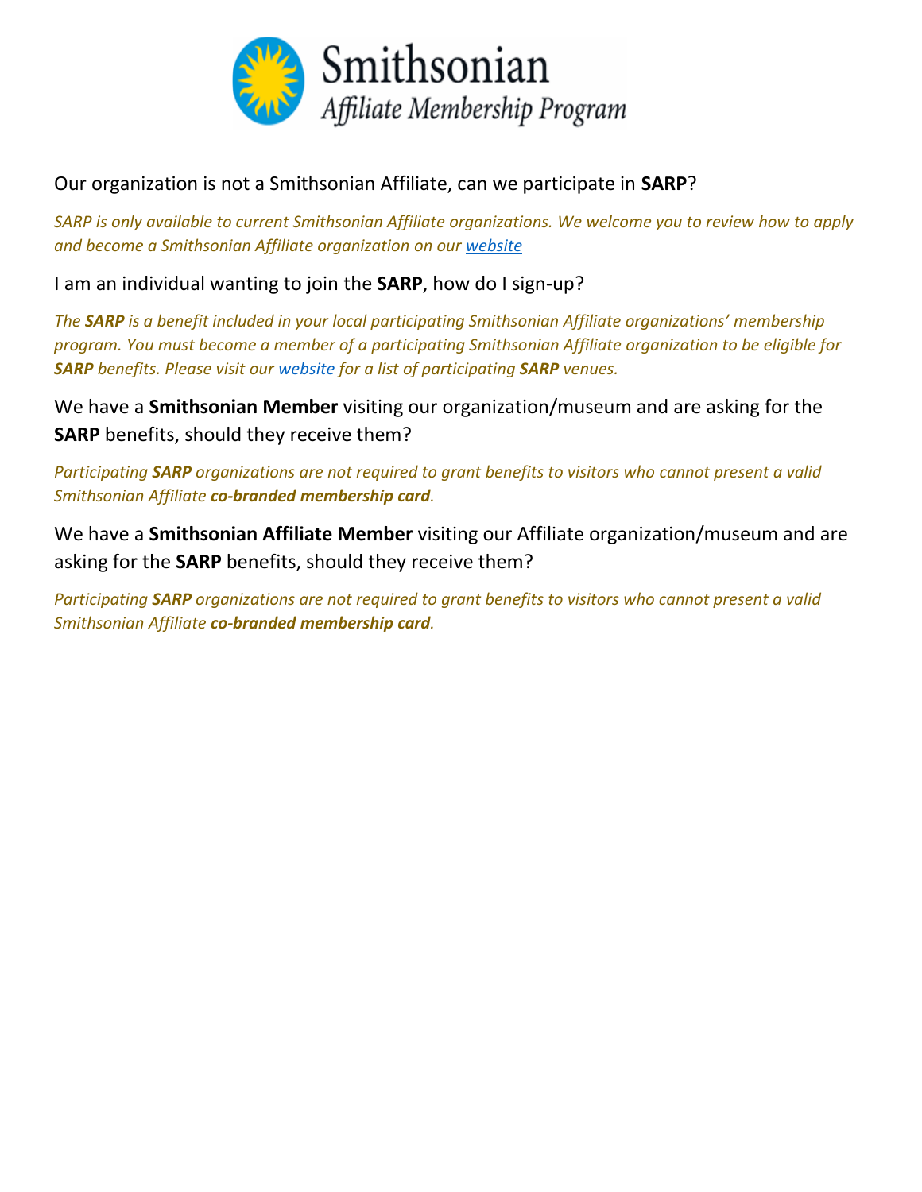Smithsonian

*Affiliate Membership Program*

Our organization is not a Smithsonian Affiliate, can we participate in **SARP**?

*SARP is only available to current Smithsonian Affiliate organizations. We welcome you to review how to apply and become a Smithsonian Affiliate organization on our website*

I am an individual wanting to join the **SARP**, how do I sign-up?

*The **SARP** is a benefit included in your local participating Smithsonian Affiliate organizations' membership program. You must become a member of a participating Smithsonian Affiliate organization to be eligible for **SARP** benefits. Please visit our website for a list of participating **SARP** venues.*

We have a **Smithsonian Member** visiting our organization/museum and are asking for the **SARP** benefits, should they receive them?

*Participating **SARP** organizations are not required to grant benefits to visitors who cannot present a valid Smithsonian Affiliate **co-branded membership card**.*

We have a **Smithsonian Affiliate Member** visiting our Affiliate organization/museum and are asking for the **SARP** benefits, should they receive them?

*Participating **SARP** organizations are not required to grant benefits to visitors who cannot present a valid Smithsonian Affiliate **co-branded membership card**.*